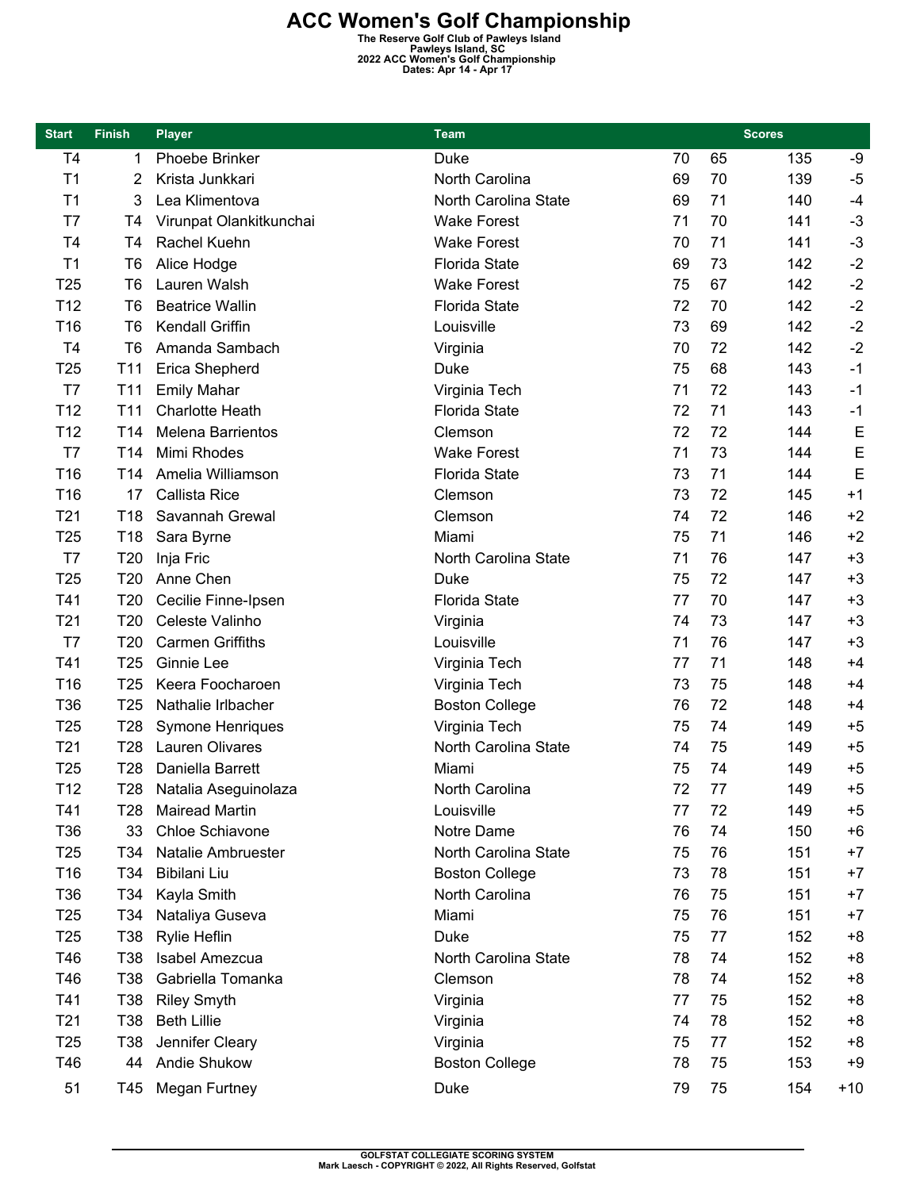# ACC Women's Golf Championship

**The Reserve Golf Club of Pawleys Island**
**Pawleys Island, SC**
**2022 ACC Women's Golf Championship**
**Dates: Apr 14 - Apr 17**

| Start | Finish | Player | Team | Scores | | | |
|---|---|---|---|---|---|---|---|
| T4 | 1 | Phoebe Brinker | Duke | 70 | 65 | 135 | -9 |
| T1 | 2 | Krista Junkkari | North Carolina | 69 | 70 | 139 | -5 |
| T1 | 3 | Lea Klimentova | North Carolina State | 69 | 71 | 140 | -4 |
| T7 | T4 | Virunpat Olankitkunchai | Wake Forest | 71 | 70 | 141 | -3 |
| T4 | T4 | Rachel Kuehn | Wake Forest | 70 | 71 | 141 | -3 |
| T1 | T6 | Alice Hodge | Florida State | 69 | 73 | 142 | -2 |
| T25 | T6 | Lauren Walsh | Wake Forest | 75 | 67 | 142 | -2 |
| T12 | T6 | Beatrice Wallin | Florida State | 72 | 70 | 142 | -2 |
| T16 | T6 | Kendall Griffin | Louisville | 73 | 69 | 142 | -2 |
| T4 | T6 | Amanda Sambach | Virginia | 70 | 72 | 142 | -2 |
| T25 | T11 | Erica Shepherd | Duke | 75 | 68 | 143 | -1 |
| T7 | T11 | Emily Mahar | Virginia Tech | 71 | 72 | 143 | -1 |
| T12 | T11 | Charlotte Heath | Florida State | 72 | 71 | 143 | -1 |
| T12 | T14 | Melena Barrientos | Clemson | 72 | 72 | 144 | E |
| T7 | T14 | Mimi Rhodes | Wake Forest | 71 | 73 | 144 | E |
| T16 | T14 | Amelia Williamson | Florida State | 73 | 71 | 144 | E |
| T16 | 17 | Callista Rice | Clemson | 73 | 72 | 145 | +1 |
| T21 | T18 | Savannah Grewal | Clemson | 74 | 72 | 146 | +2 |
| T25 | T18 | Sara Byrne | Miami | 75 | 71 | 146 | +2 |
| T7 | T20 | Inja Fric | North Carolina State | 71 | 76 | 147 | +3 |
| T25 | T20 | Anne Chen | Duke | 75 | 72 | 147 | +3 |
| T41 | T20 | Cecilie Finne-Ipsen | Florida State | 77 | 70 | 147 | +3 |
| T21 | T20 | Celeste Valinho | Virginia | 74 | 73 | 147 | +3 |
| T7 | T20 | Carmen Griffiths | Louisville | 71 | 76 | 147 | +3 |
| T41 | T25 | Ginnie Lee | Virginia Tech | 77 | 71 | 148 | +4 |
| T16 | T25 | Keera Foocharoen | Virginia Tech | 73 | 75 | 148 | +4 |
| T36 | T25 | Nathalie Irlbacher | Boston College | 76 | 72 | 148 | +4 |
| T25 | T28 | Symone Henriques | Virginia Tech | 75 | 74 | 149 | +5 |
| T21 | T28 | Lauren Olivares | North Carolina State | 74 | 75 | 149 | +5 |
| T25 | T28 | Daniella Barrett | Miami | 75 | 74 | 149 | +5 |
| T12 | T28 | Natalia Aseguinolaza | North Carolina | 72 | 77 | 149 | +5 |
| T41 | T28 | Mairead Martin | Louisville | 77 | 72 | 149 | +5 |
| T36 | 33 | Chloe Schiavone | Notre Dame | 76 | 74 | 150 | +6 |
| T25 | T34 | Natalie Ambruester | North Carolina State | 75 | 76 | 151 | +7 |
| T16 | T34 | Bibilani Liu | Boston College | 73 | 78 | 151 | +7 |
| T36 | T34 | Kayla Smith | North Carolina | 76 | 75 | 151 | +7 |
| T25 | T34 | Nataliya Guseva | Miami | 75 | 76 | 151 | +7 |
| T25 | T38 | Rylie Heflin | Duke | 75 | 77 | 152 | +8 |
| T46 | T38 | Isabel Amezcua | North Carolina State | 78 | 74 | 152 | +8 |
| T46 | T38 | Gabriella Tomanka | Clemson | 78 | 74 | 152 | +8 |
| T41 | T38 | Riley Smyth | Virginia | 77 | 75 | 152 | +8 |
| T21 | T38 | Beth Lillie | Virginia | 74 | 78 | 152 | +8 |
| T25 | T38 | Jennifer Cleary | Virginia | 75 | 77 | 152 | +8 |
| T46 | 44 | Andie Shukow | Boston College | 78 | 75 | 153 | +9 |
| 51 | T45 | Megan Furtney | Duke | 79 | 75 | 154 | +10 |

GOLFSTAT COLLEGIATE SCORING SYSTEM
Mark Laesch - COPYRIGHT © 2022, All Rights Reserved, Golfstat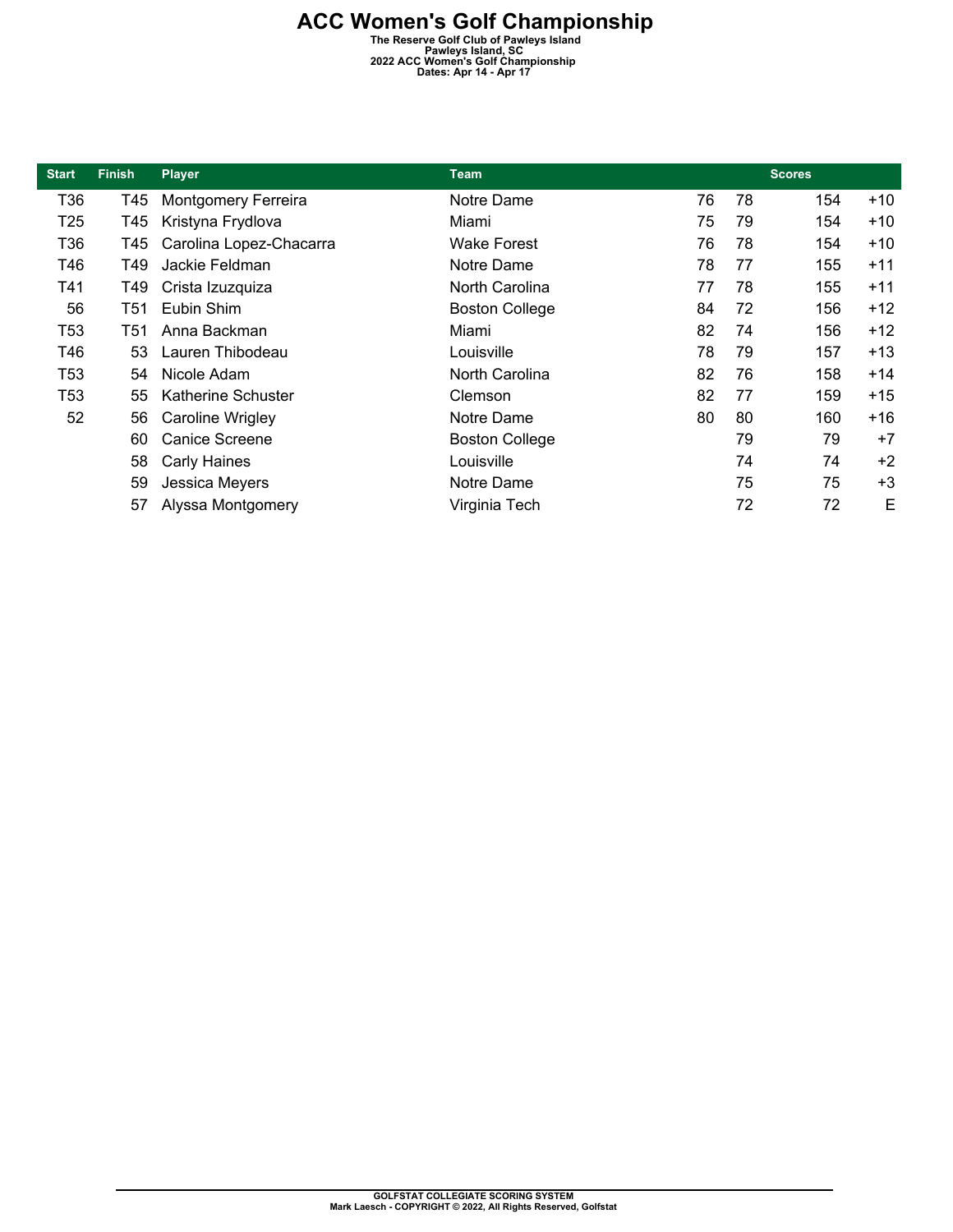# ACC Women's Golf Championship

**The Reserve Golf Club of Pawleys Island**
**Pawleys Island, SC**
**2022 ACC Women's Golf Championship**
**Dates: Apr 14 - Apr 17**

| Start | Finish | Player | Team | Scores | | | |
|---|---|---|---|---|---|---|---|
| T36 | T45 | Montgomery Ferreira | Notre Dame | 76 | 78 | 154 | +10 |
| T25 | T45 | Kristyna Frydlova | Miami | 75 | 79 | 154 | +10 |
| T36 | T45 | Carolina Lopez-Chacarra | Wake Forest | 76 | 78 | 154 | +10 |
| T46 | T49 | Jackie Feldman | Notre Dame | 78 | 77 | 155 | +11 |
| T41 | T49 | Crista Izuzquiza | North Carolina | 77 | 78 | 155 | +11 |
| 56 | T51 | Eubin Shim | Boston College | 84 | 72 | 156 | +12 |
| T53 | T51 | Anna Backman | Miami | 82 | 74 | 156 | +12 |
| T46 | 53 | Lauren Thibodeau | Louisville | 78 | 79 | 157 | +13 |
| T53 | 54 | Nicole Adam | North Carolina | 82 | 76 | 158 | +14 |
| T53 | 55 | Katherine Schuster | Clemson | 82 | 77 | 159 | +15 |
| 52 | 56 | Caroline Wrigley | Notre Dame | 80 | 80 | 160 | +16 |
| | 60 | Canice Screene | Boston College | | 79 | 79 | +7 |
| | 58 | Carly Haines | Louisville | | 74 | 74 | +2 |
| | 59 | Jessica Meyers | Notre Dame | | 75 | 75 | +3 |
| | 57 | Alyssa Montgomery | Virginia Tech | | 72 | 72 | E |